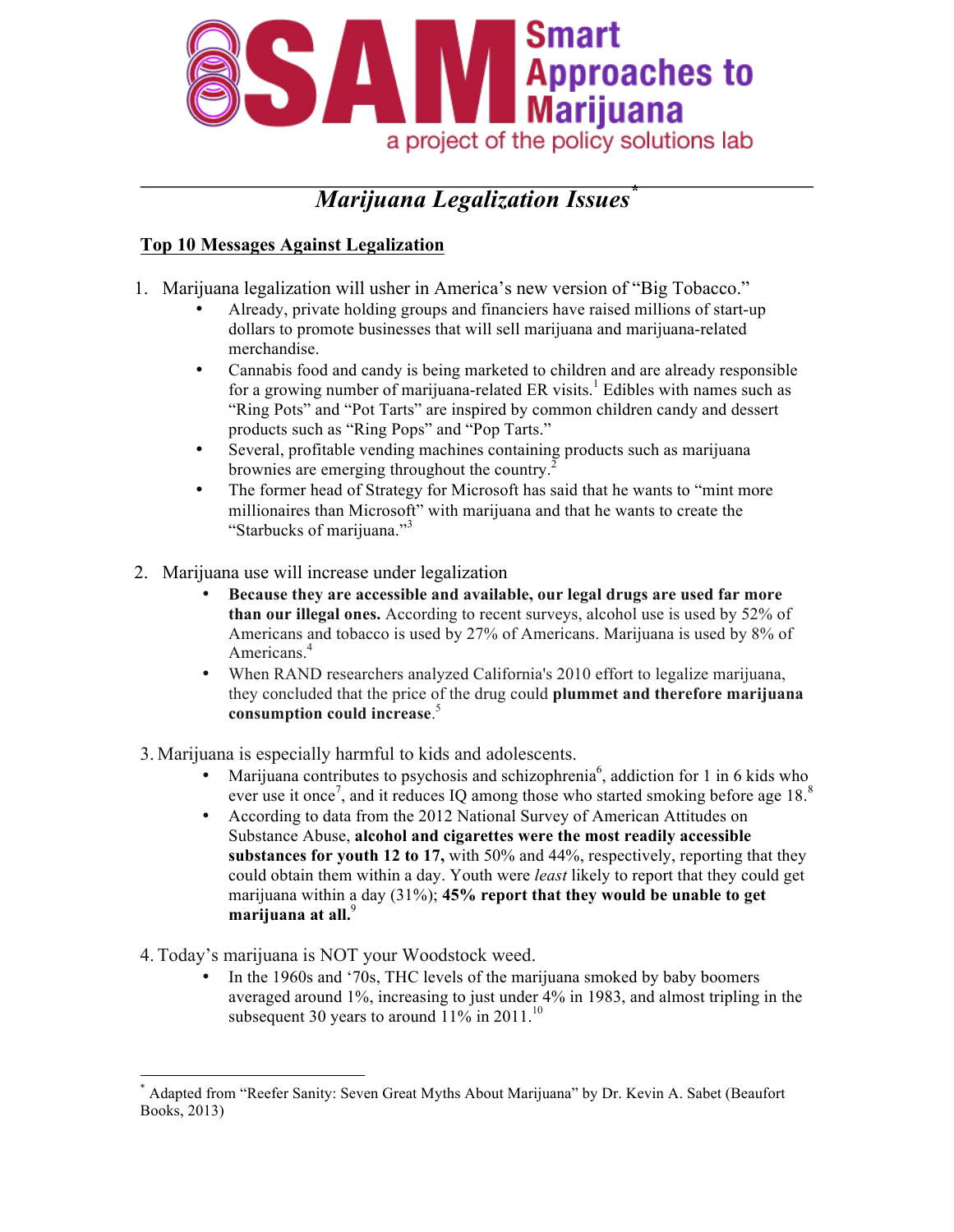SAM Smart Approaches to Marijuana

a project of the policy solutions lab

# *Marijuana Legalization Issues*[*]

## Top 10 Messages Against Legalization

1. Marijuana legalization will usher in America's new version of "Big Tobacco."
   - Already, private holding groups and financiers have raised millions of start-up dollars to promote businesses that will sell marijuana and marijuana-related merchandise.
   - Cannabis food and candy is being marketed to children and are already responsible for a growing number of marijuana-related ER visits.[1] Edibles with names such as "Ring Pots" and "Pot Tarts" are inspired by common children candy and dessert products such as "Ring Pops" and "Pop Tarts."
   - Several, profitable vending machines containing products such as marijuana brownies are emerging throughout the country.[2]
   - The former head of Strategy for Microsoft has said that he wants to "mint more millionaires than Microsoft" with marijuana and that he wants to create the "Starbucks of marijuana."[3]

2. Marijuana use will increase under legalization
   - **Because they are accessible and available, our legal drugs are used far more than our illegal ones.** According to recent surveys, alcohol use is used by 52% of Americans and tobacco is used by 27% of Americans. Marijuana is used by 8% of Americans.[4]
   - When RAND researchers analyzed California's 2010 effort to legalize marijuana, they concluded that the price of the drug could **plummet and therefore marijuana consumption could increase**.[5]

3. Marijuana is especially harmful to kids and adolescents.
   - Marijuana contributes to psychosis and schizophrenia[6], addiction for 1 in 6 kids who ever use it once[7], and it reduces IQ among those who started smoking before age 18.[8]
   - According to data from the 2012 National Survey of American Attitudes on Substance Abuse, **alcohol and cigarettes were the most readily accessible substances for youth 12 to 17,** with 50% and 44%, respectively, reporting that they could obtain them within a day. Youth were *least* likely to report that they could get marijuana within a day (31%); **45% report that they would be unable to get marijuana at all.**[9]

4. Today's marijuana is NOT your Woodstock weed.
   - In the 1960s and '70s, THC levels of the marijuana smoked by baby boomers averaged around 1%, increasing to just under 4% in 1983, and almost tripling in the subsequent 30 years to around 11% in 2011.[10]

---

[*] Adapted from "Reefer Sanity: Seven Great Myths About Marijuana" by Dr. Kevin A. Sabet (Beaufort Books, 2013)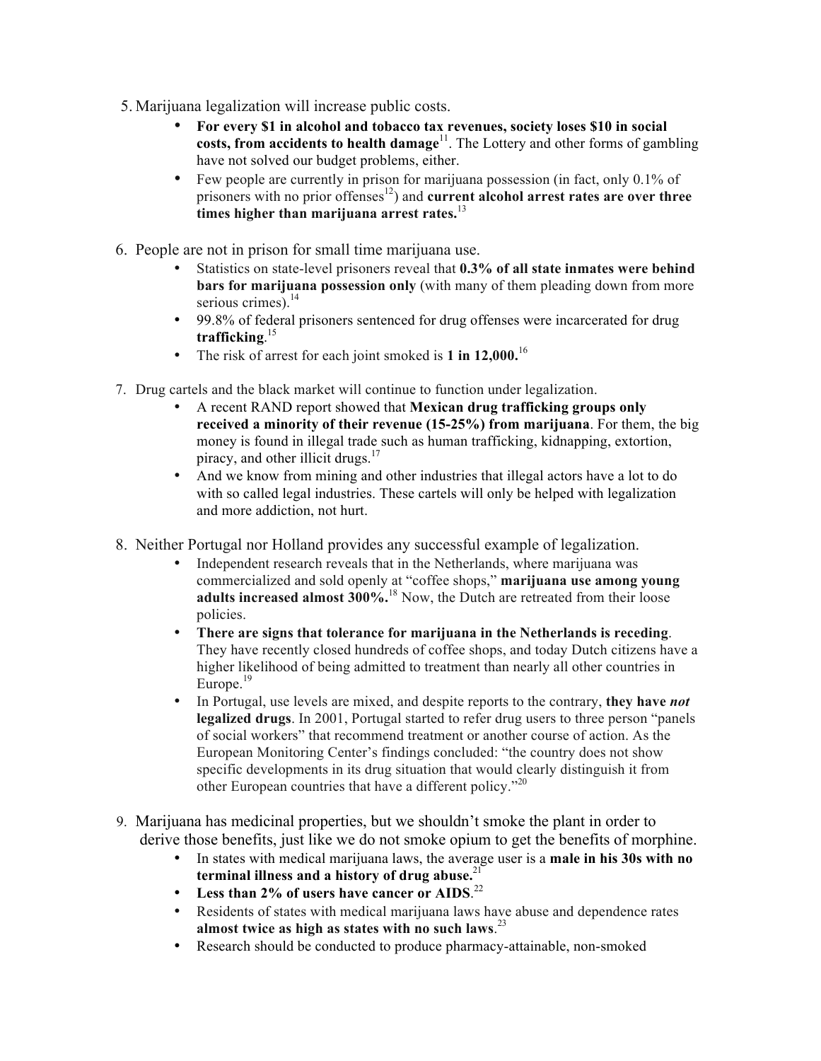5. Marijuana legalization will increase public costs.
    - **For every $1 in alcohol and tobacco tax revenues, society loses $10 in social costs, from accidents to health damage**[11]. The Lottery and other forms of gambling have not solved our budget problems, either.
    - Few people are currently in prison for marijuana possession (in fact, only 0.1% of prisoners with no prior offenses[12]) and **current alcohol arrest rates are over three times higher than marijuana arrest rates.**[13]

6. People are not in prison for small time marijuana use.
    - Statistics on state-level prisoners reveal that **0.3% of all state inmates were behind bars for marijuana possession only** (with many of them pleading down from more serious crimes).[14]
    - 99.8% of federal prisoners sentenced for drug offenses were incarcerated for drug **trafficking**.[15]
    - The risk of arrest for each joint smoked is **1 in 12,000.**[16]

7. Drug cartels and the black market will continue to function under legalization.
    - A recent RAND report showed that **Mexican drug trafficking groups only received a minority of their revenue (15-25%) from marijuana**. For them, the big money is found in illegal trade such as human trafficking, kidnapping, extortion, piracy, and other illicit drugs.[17]
    - And we know from mining and other industries that illegal actors have a lot to do with so called legal industries. These cartels will only be helped with legalization and more addiction, not hurt.

8. Neither Portugal nor Holland provides any successful example of legalization.
    - Independent research reveals that in the Netherlands, where marijuana was commercialized and sold openly at "coffee shops," **marijuana use among young adults increased almost 300%.**[18] Now, the Dutch are retreated from their loose policies.
    - **There are signs that tolerance for marijuana in the Netherlands is receding**. They have recently closed hundreds of coffee shops, and today Dutch citizens have a higher likelihood of being admitted to treatment than nearly all other countries in Europe.[19]
    - In Portugal, use levels are mixed, and despite reports to the contrary, **they have *not* legalized drugs**. In 2001, Portugal started to refer drug users to three person "panels of social workers" that recommend treatment or another course of action. As the European Monitoring Center's findings concluded: "the country does not show specific developments in its drug situation that would clearly distinguish it from other European countries that have a different policy."[20]

9. Marijuana has medicinal properties, but we shouldn't smoke the plant in order to derive those benefits, just like we do not smoke opium to get the benefits of morphine.
    - In states with medical marijuana laws, the average user is a **male in his 30s with no terminal illness and a history of drug abuse.**[21]
    - **Less than 2% of users have cancer or AIDS**.[22]
    - Residents of states with medical marijuana laws have abuse and dependence rates **almost twice as high as states with no such laws**.[23]
    - Research should be conducted to produce pharmacy-attainable, non-smoked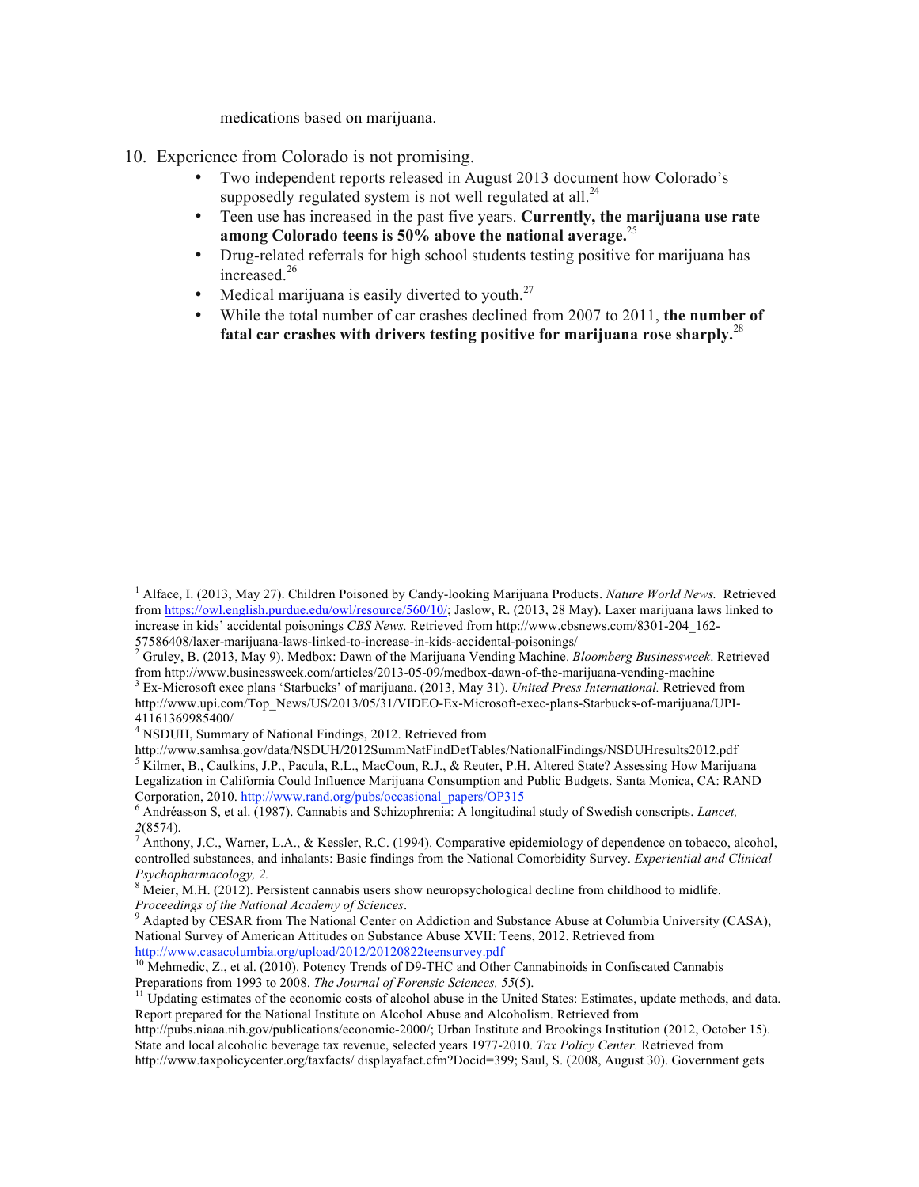medications based on marijuana.

10. Experience from Colorado is not promising.
    - Two independent reports released in August 2013 document how Colorado's supposedly regulated system is not well regulated at all.[24]
    - Teen use has increased in the past five years. **Currently, the marijuana use rate among Colorado teens is 50% above the national average.**[25]
    - Drug-related referrals for high school students testing positive for marijuana has increased.[26]
    - Medical marijuana is easily diverted to youth.[27]
    - While the total number of car crashes declined from 2007 to 2011, **the number of fatal car crashes with drivers testing positive for marijuana rose sharply.**[28]

---

[1] Alface, I. (2013, May 27). Children Poisoned by Candy-looking Marijuana Products. *Nature World News.* Retrieved from https://owl.english.purdue.edu/owl/resource/560/10/; Jaslow, R. (2013, 28 May). Laxer marijuana laws linked to increase in kids' accidental poisonings *CBS News.* Retrieved from http://www.cbsnews.com/8301-204_162-57586408/laxer-marijuana-laws-linked-to-increase-in-kids-accidental-poisonings/

[2] Gruley, B. (2013, May 9). Medbox: Dawn of the Marijuana Vending Machine. *Bloomberg Businessweek*. Retrieved from http://www.businessweek.com/articles/2013-05-09/medbox-dawn-of-the-marijuana-vending-machine

[3] Ex-Microsoft exec plans 'Starbucks' of marijuana. (2013, May 31). *United Press International.* Retrieved from http://www.upi.com/Top_News/US/2013/05/31/VIDEO-Ex-Microsoft-exec-plans-Starbucks-of-marijuana/UPI-41161369985400/

[4] NSDUH, Summary of National Findings, 2012. Retrieved from http://www.samhsa.gov/data/NSDUH/2012SummNatFindDetTables/NationalFindings/NSDUHresults2012.pdf

[5] Kilmer, B., Caulkins, J.P., Pacula, R.L., MacCoun, R.J., & Reuter, P.H. Altered State? Assessing How Marijuana Legalization in California Could Influence Marijuana Consumption and Public Budgets. Santa Monica, CA: RAND Corporation, 2010. http://www.rand.org/pubs/occasional_papers/OP315

[6] Andréasson S, et al. (1987). Cannabis and Schizophrenia: A longitudinal study of Swedish conscripts. *Lancet, 2*(8574).

[7] Anthony, J.C., Warner, L.A., & Kessler, R.C. (1994). Comparative epidemiology of dependence on tobacco, alcohol, controlled substances, and inhalants: Basic findings from the National Comorbidity Survey. *Experiential and Clinical Psychopharmacology, 2.*

[8] Meier, M.H. (2012). Persistent cannabis users show neuropsychological decline from childhood to midlife. *Proceedings of the National Academy of Sciences*.

[9] Adapted by CESAR from The National Center on Addiction and Substance Abuse at Columbia University (CASA), National Survey of American Attitudes on Substance Abuse XVII: Teens, 2012. Retrieved from http://www.casacolumbia.org/upload/2012/20120822teensurvey.pdf

[10] Mehmedic, Z., et al. (2010). Potency Trends of D9-THC and Other Cannabinoids in Confiscated Cannabis Preparations from 1993 to 2008. *The Journal of Forensic Sciences, 55*(5).

[11] Updating estimates of the economic costs of alcohol abuse in the United States: Estimates, update methods, and data. Report prepared for the National Institute on Alcohol Abuse and Alcoholism. Retrieved from http://pubs.niaaa.nih.gov/publications/economic-2000/; Urban Institute and Brookings Institution (2012, October 15). State and local alcoholic beverage tax revenue, selected years 1977-2010. *Tax Policy Center.* Retrieved from http://www.taxpolicycenter.org/taxfacts/ displayafact.cfm?Docid=399; Saul, S. (2008, August 30). Government gets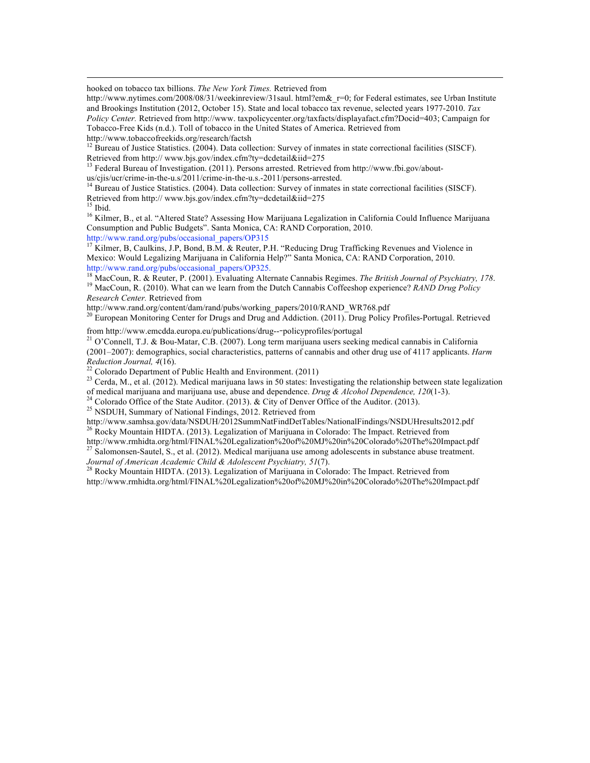hooked on tobacco tax billions. *The New York Times.* Retrieved from http://www.nytimes.com/2008/08/31/weekinreview/31saul. html?em&_r=0; for Federal estimates, see Urban Institute and Brookings Institution (2012, October 15). State and local tobacco tax revenue, selected years 1977-2010. *Tax Policy Center.* Retrieved from http://www. taxpolicycenter.org/taxfacts/displayafact.cfm?Docid=403; Campaign for Tobacco-Free Kids (n.d.). Toll of tobacco in the United States of America. Retrieved from http://www.tobaccofreekids.org/research/factsh

[12] Bureau of Justice Statistics. (2004). Data collection: Survey of inmates in state correctional facilities (SISCF). Retrieved from http:// www.bjs.gov/index.cfm?ty=dcdetail&iid=275

[13] Federal Bureau of Investigation. (2011). Persons arrested. Retrieved from http://www.fbi.gov/about-us/cjis/ucr/crime-in-the-u.s/2011/crime-in-the-u.s.-2011/persons-arrested.

[14] Bureau of Justice Statistics. (2004). Data collection: Survey of inmates in state correctional facilities (SISCF). Retrieved from http:// www.bjs.gov/index.cfm?ty=dcdetail&iid=275

[15] Ibid.

[16] Kilmer, B., et al. "Altered State? Assessing How Marijuana Legalization in California Could Influence Marijuana Consumption and Public Budgets". Santa Monica, CA: RAND Corporation, 2010. http://www.rand.org/pubs/occasional_papers/OP315

[17] Kilmer, B, Caulkins, J.P, Bond, B.M. & Reuter, P.H. "Reducing Drug Trafficking Revenues and Violence in Mexico: Would Legalizing Marijuana in California Help?" Santa Monica, CA: RAND Corporation, 2010. http://www.rand.org/pubs/occasional_papers/OP325.

[18] MacCoun, R. & Reuter, P. (2001). Evaluating Alternate Cannabis Regimes. *The British Journal of Psychiatry, 178*.

[19] MacCoun, R. (2010). What can we learn from the Dutch Cannabis Coffeeshop experience? *RAND Drug Policy Research Center.* Retrieved from http://www.rand.org/content/dam/rand/pubs/working_papers/2010/RAND_WR768.pdf

[20] European Monitoring Center for Drugs and Drug and Addiction. (2011). Drug Policy Profiles-Portugal. Retrieved from http://www.emcdda.europa.eu/publications/drug-‑policyprofiles/portugal

[21] O'Connell, T.J. & Bou-Matar, C.B. (2007). Long term marijuana users seeking medical cannabis in California (2001–2007): demographics, social characteristics, patterns of cannabis and other drug use of 4117 applicants. *Harm Reduction Journal, 4*(16).

[22] Colorado Department of Public Health and Environment. (2011)

[23] Cerda, M., et al. (2012). Medical marijuana laws in 50 states: Investigating the relationship between state legalization of medical marijuana and marijuana use, abuse and dependence. *Drug & Alcohol Dependence, 120*(1-3).

[24] Colorado Office of the State Auditor. (2013). & City of Denver Office of the Auditor. (2013).

[25] NSDUH, Summary of National Findings, 2012. Retrieved from http://www.samhsa.gov/data/NSDUH/2012SummNatFindDetTables/NationalFindings/NSDUHresults2012.pdf

[26] Rocky Mountain HIDTA. (2013). Legalization of Marijuana in Colorado: The Impact. Retrieved from http://www.rmhidta.org/html/FINAL%20Legalization%20of%20MJ%20in%20Colorado%20The%20Impact.pdf

[27] Salomonsen-Sautel, S., et al. (2012). Medical marijuana use among adolescents in substance abuse treatment. *Journal of American Academic Child & Adolescent Psychiatry, 51*(7).

[28] Rocky Mountain HIDTA. (2013). Legalization of Marijuana in Colorado: The Impact. Retrieved from http://www.rmhidta.org/html/FINAL%20Legalization%20of%20MJ%20in%20Colorado%20The%20Impact.pdf